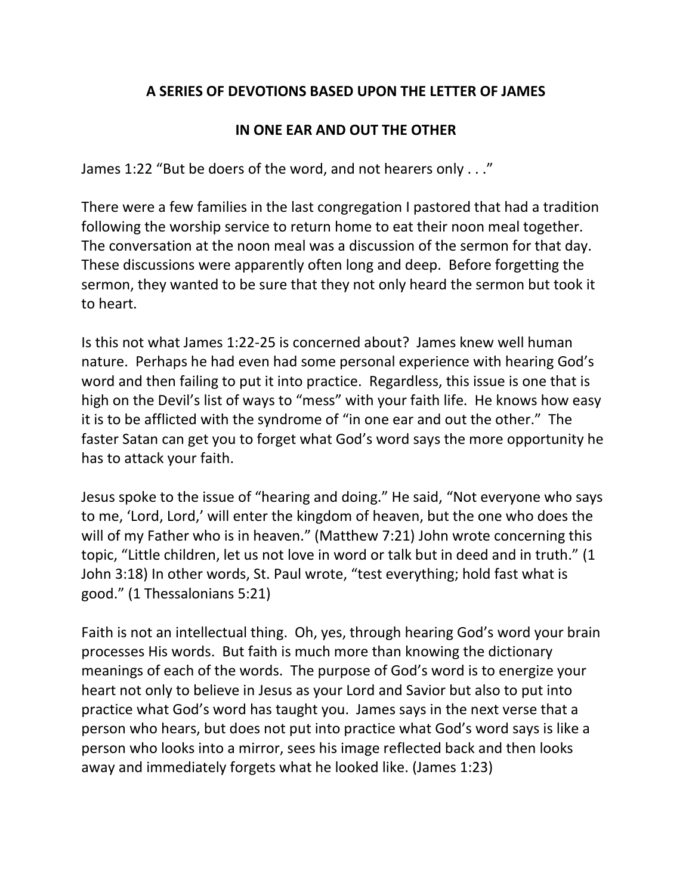## A SERIES OF DEVOTIONS BASED UPON THE LETTER OF JAMES

## IN ONE EAR AND OUT THE OTHER

James 1:22 "But be doers of the word, and not hearers only . . ."

There were a few families in the last congregation I pastored that had a tradition following the worship service to return home to eat their noon meal together. The conversation at the noon meal was a discussion of the sermon for that day. These discussions were apparently often long and deep. Before forgetting the sermon, they wanted to be sure that they not only heard the sermon but took it to heart.

Is this not what James 1:22-25 is concerned about? James knew well human nature. Perhaps he had even had some personal experience with hearing God's word and then failing to put it into practice. Regardless, this issue is one that is high on the Devil's list of ways to "mess" with your faith life. He knows how easy it is to be afflicted with the syndrome of "in one ear and out the other." The faster Satan can get you to forget what God's word says the more opportunity he has to attack your faith.

Jesus spoke to the issue of "hearing and doing." He said, "Not everyone who says to me, 'Lord, Lord,' will enter the kingdom of heaven, but the one who does the will of my Father who is in heaven." (Matthew 7:21) John wrote concerning this topic, "Little children, let us not love in word or talk but in deed and in truth." (1 John 3:18) In other words, St. Paul wrote, "test everything; hold fast what is good." (1 Thessalonians 5:21)

Faith is not an intellectual thing. Oh, yes, through hearing God's word your brain processes His words. But faith is much more than knowing the dictionary meanings of each of the words. The purpose of God's word is to energize your heart not only to believe in Jesus as your Lord and Savior but also to put into practice what God's word has taught you. James says in the next verse that a person who hears, but does not put into practice what God's word says is like a person who looks into a mirror, sees his image reflected back and then looks away and immediately forgets what he looked like. (James 1:23)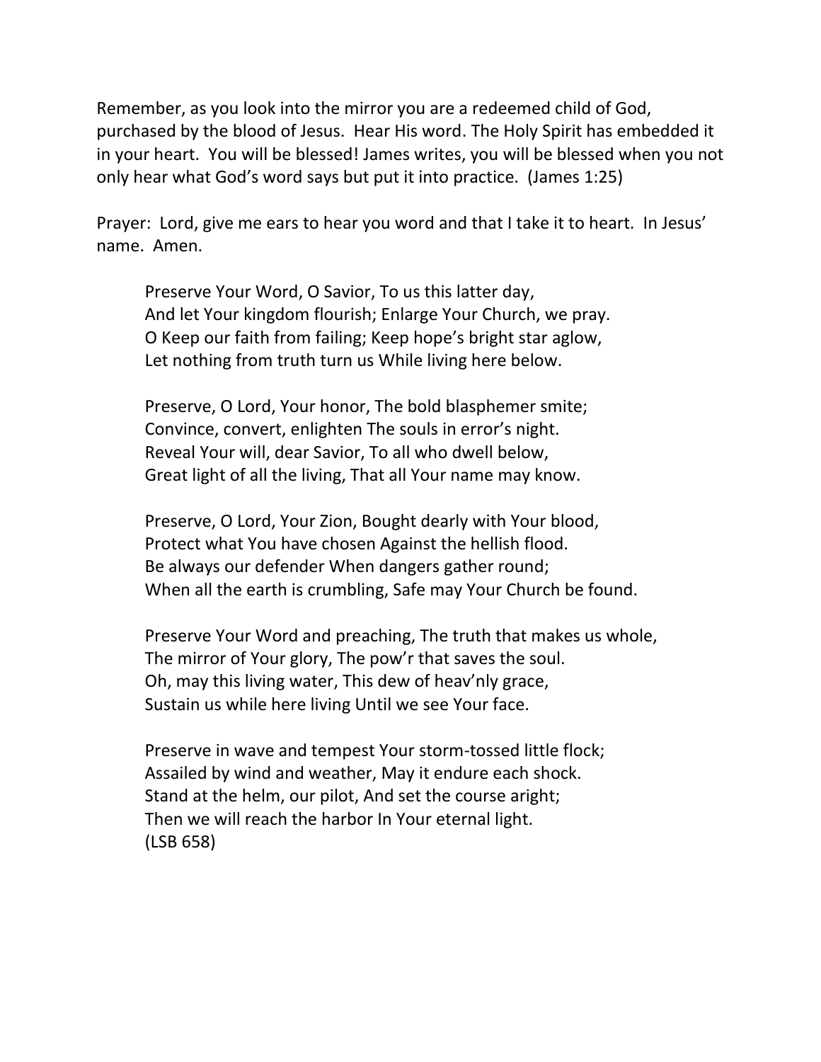Remember, as you look into the mirror you are a redeemed child of God, purchased by the blood of Jesus. Hear His word. The Holy Spirit has embedded it in your heart. You will be blessed! James writes, you will be blessed when you not only hear what God's word says but put it into practice. (James 1:25)

Prayer: Lord, give me ears to hear you word and that I take it to heart. In Jesus' name. Amen.

> Preserve Your Word, O Savior, To us this latter day,
> And let Your kingdom flourish; Enlarge Your Church, we pray.
> O Keep our faith from failing; Keep hope's bright star aglow,
> Let nothing from truth turn us While living here below.
>
> Preserve, O Lord, Your honor, The bold blasphemer smite;
> Convince, convert, enlighten The souls in error's night.
> Reveal Your will, dear Savior, To all who dwell below,
> Great light of all the living, That all Your name may know.
>
> Preserve, O Lord, Your Zion, Bought dearly with Your blood,
> Protect what You have chosen Against the hellish flood.
> Be always our defender When dangers gather round;
> When all the earth is crumbling, Safe may Your Church be found.
>
> Preserve Your Word and preaching, The truth that makes us whole,
> The mirror of Your glory, The pow'r that saves the soul.
> Oh, may this living water, This dew of heav'nly grace,
> Sustain us while here living Until we see Your face.
>
> Preserve in wave and tempest Your storm-tossed little flock;
> Assailed by wind and weather, May it endure each shock.
> Stand at the helm, our pilot, And set the course aright;
> Then we will reach the harbor In Your eternal light.
> (LSB 658)